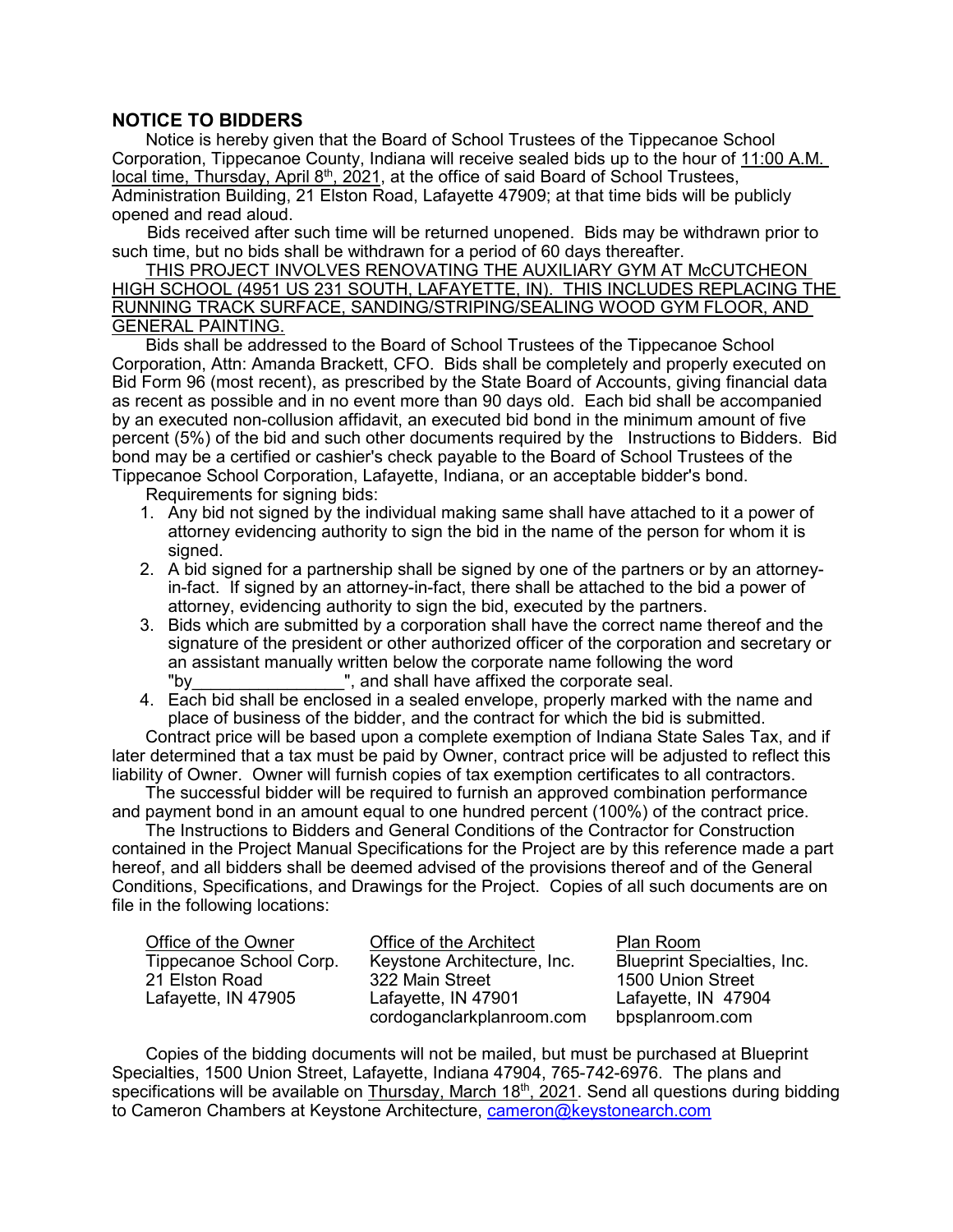## NOTICE TO BIDDERS

Notice is hereby given that the Board of School Trustees of the Tippecanoe School Corporation, Tippecanoe County, Indiana will receive sealed bids up to the hour of 11:00 A.M. local time, Thursday, April 8th, 2021, at the office of said Board of School Trustees, Administration Building, 21 Elston Road, Lafayette 47909; at that time bids will be publicly opened and read aloud.

Bids received after such time will be returned unopened. Bids may be withdrawn prior to such time, but no bids shall be withdrawn for a period of 60 days thereafter.

THIS PROJECT INVOLVES RENOVATING THE AUXILIARY GYM AT McCUTCHEON HIGH SCHOOL (4951 US 231 SOUTH, LAFAYETTE, IN). THIS INCLUDES REPLACING THE RUNNING TRACK SURFACE, SANDING/STRIPING/SEALING WOOD GYM FLOOR, AND GENERAL PAINTING.

Bids shall be addressed to the Board of School Trustees of the Tippecanoe School Corporation, Attn: Amanda Brackett, CFO. Bids shall be completely and properly executed on Bid Form 96 (most recent), as prescribed by the State Board of Accounts, giving financial data as recent as possible and in no event more than 90 days old. Each bid shall be accompanied by an executed non-collusion affidavit, an executed bid bond in the minimum amount of five percent (5%) of the bid and such other documents required by the Instructions to Bidders. Bid bond may be a certified or cashier's check payable to the Board of School Trustees of the Tippecanoe School Corporation, Lafayette, Indiana, or an acceptable bidder's bond.

Requirements for signing bids:

1. Any bid not signed by the individual making same shall have attached to it a power of attorney evidencing authority to sign the bid in the name of the person for whom it is signed.
2. A bid signed for a partnership shall be signed by one of the partners or by an attorney-in-fact. If signed by an attorney-in-fact, there shall be attached to the bid a power of attorney, evidencing authority to sign the bid, executed by the partners.
3. Bids which are submitted by a corporation shall have the correct name thereof and the signature of the president or other authorized officer of the corporation and secretary or an assistant manually written below the corporate name following the word "by________________", and shall have affixed the corporate seal.
4. Each bid shall be enclosed in a sealed envelope, properly marked with the name and place of business of the bidder, and the contract for which the bid is submitted.

Contract price will be based upon a complete exemption of Indiana State Sales Tax, and if later determined that a tax must be paid by Owner, contract price will be adjusted to reflect this liability of Owner. Owner will furnish copies of tax exemption certificates to all contractors.

The successful bidder will be required to furnish an approved combination performance and payment bond in an amount equal to one hundred percent (100%) of the contract price.

The Instructions to Bidders and General Conditions of the Contractor for Construction contained in the Project Manual Specifications for the Project are by this reference made a part hereof, and all bidders shall be deemed advised of the provisions thereof and of the General Conditions, Specifications, and Drawings for the Project. Copies of all such documents are on file in the following locations:

| Office of the Owner | Office of the Architect | Plan Room |
|---|---|---|
| Tippecanoe School Corp. | Keystone Architecture, Inc. | Blueprint Specialties, Inc. |
| 21 Elston Road | 322 Main Street | 1500 Union Street |
| Lafayette, IN 47905 | Lafayette, IN 47901 | Lafayette, IN 47904 |
| | cordoganclarkplanroom.com | bpsplanroom.com |

Copies of the bidding documents will not be mailed, but must be purchased at Blueprint Specialties, 1500 Union Street, Lafayette, Indiana 47904, 765-742-6976. The plans and specifications will be available on Thursday, March 18th, 2021. Send all questions during bidding to Cameron Chambers at Keystone Architecture, cameron@keystonearch.com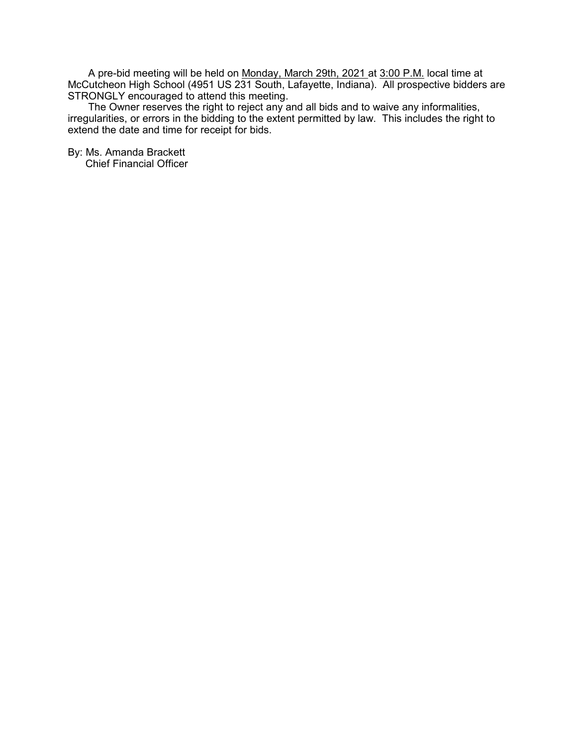A pre-bid meeting will be held on Monday, March 29th, 2021 at 3:00 P.M. local time at McCutcheon High School (4951 US 231 South, Lafayette, Indiana). All prospective bidders are STRONGLY encouraged to attend this meeting.

The Owner reserves the right to reject any and all bids and to waive any informalities, irregularities, or errors in the bidding to the extent permitted by law. This includes the right to extend the date and time for receipt for bids.

By: Ms. Amanda Brackett
Chief Financial Officer